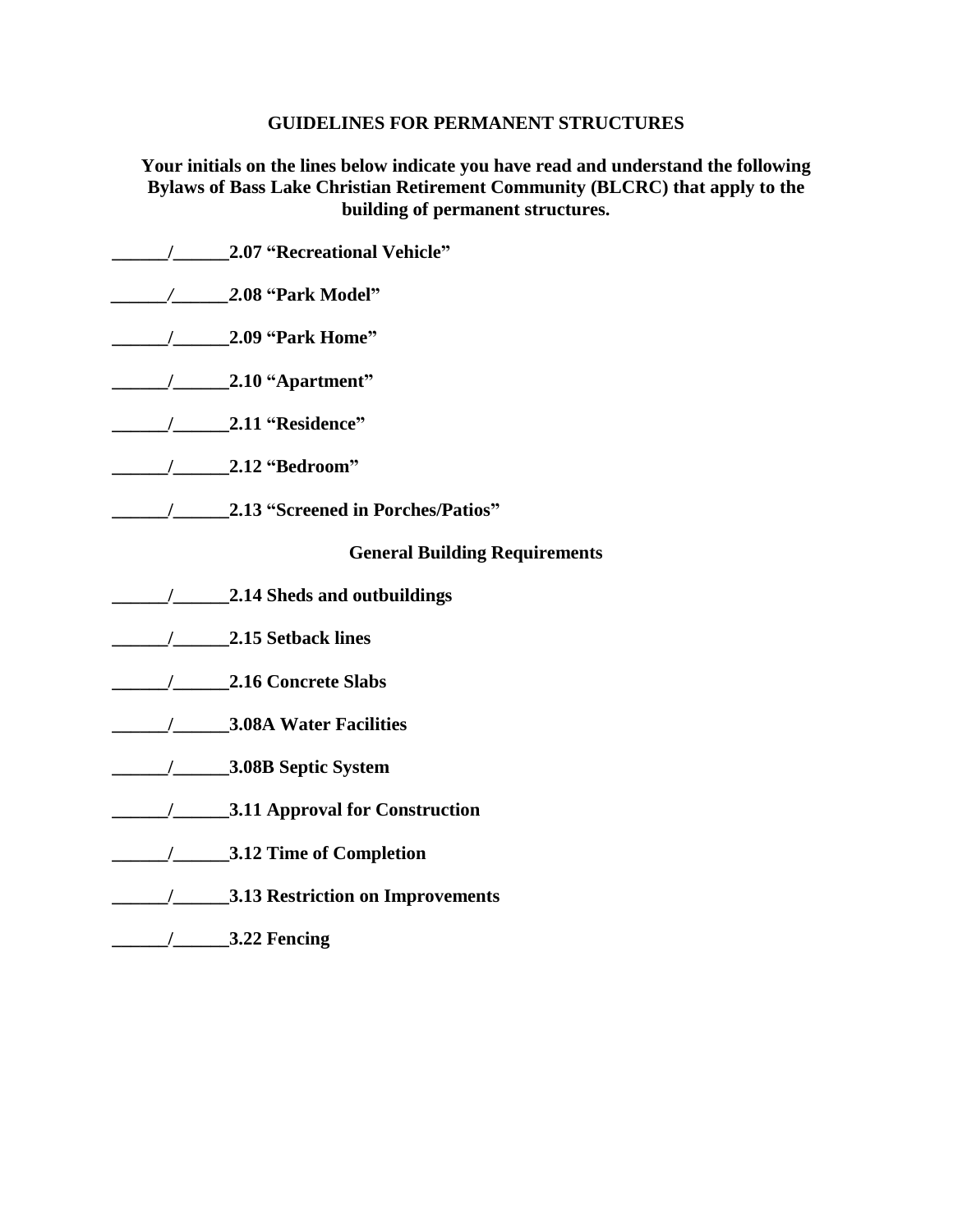## GUIDELINES FOR PERMANENT STRUCTURES

**Your initials on the lines below indicate you have read and understand the following Bylaws of Bass Lake Christian Retirement Community (BLCRC) that apply to the building of permanent structures.**

**______/______2.07 "Recreational Vehicle"**

**______/______2.08 "Park Model"**

**______/______2.09 "Park Home"**

**______/______2.10 "Apartment"**

**______/______2.11 "Residence"**

**______/______2.12 "Bedroom"**

**______/______2.13 "Screened in Porches/Patios"**

### General Building Requirements

**______/______2.14 Sheds and outbuildings**

**______/______2.15 Setback lines**

**______/______2.16 Concrete Slabs**

**______/______3.08A Water Facilities**

**______/______3.08B Septic System**

**______/______3.11 Approval for Construction**

**______/______3.12 Time of Completion**

**______/______3.13 Restriction on Improvements**

**______/______3.22 Fencing**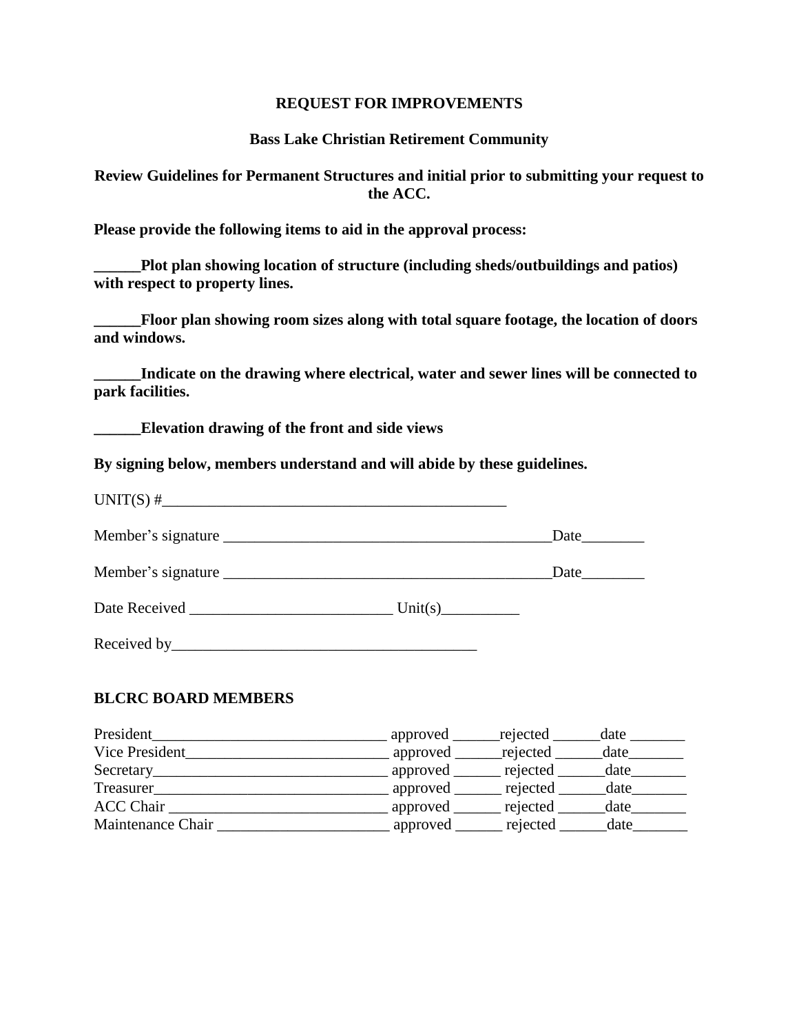**REQUEST FOR IMPROVEMENTS**

**Bass Lake Christian Retirement Community**

**Review Guidelines for Permanent Structures and initial prior to submitting your request to the ACC.**

**Please provide the following items to aid in the approval process:**

**______Plot plan showing location of structure (including sheds/outbuildings and patios) with respect to property lines.**

**______Floor plan showing room sizes along with total square footage, the location of doors and windows.**

**______Indicate on the drawing where electrical, water and sewer lines will be connected to park facilities.**

**______Elevation drawing of the front and side views**

**By signing below, members understand and will abide by these guidelines.**

UNIT(S) #_____________________________________________

Member's signature __________________________________________Date________

Member's signature __________________________________________Date________

Date Received __________________________ Unit(s)__________

Received by_______________________________________

**BLCRC BOARD MEMBERS**

President______________________________ approved ______rejected ______date _______
Vice President__________________________ approved ______rejected ______date_______
Secretary______________________________ approved ______ rejected ______date_______
Treasurer______________________________ approved ______ rejected ______date_______
ACC Chair _____________________________ approved ______ rejected ______date_______
Maintenance Chair ______________________ approved ______ rejected ______date_______